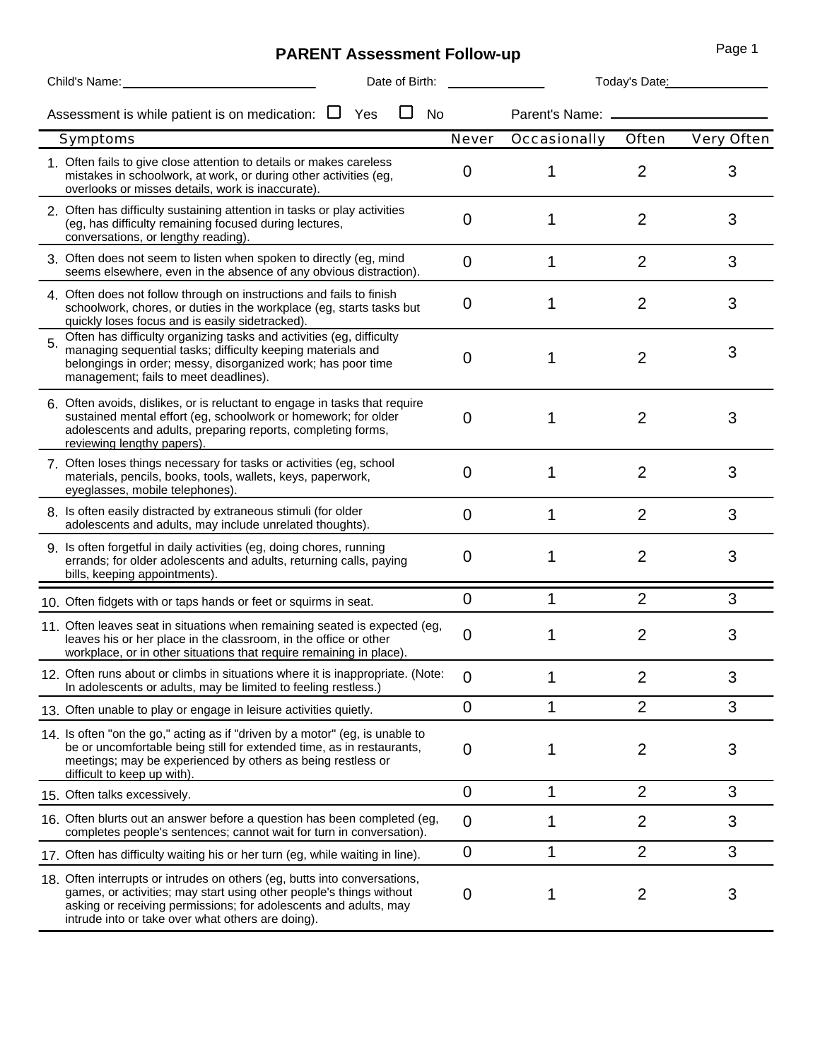# PARENT Assessment Follow-up

Child's Name: ____________________ Date of Birth: __________ Today's Date: __________

Assessment is while patient is on medication: ☐ Yes ☐ No Parent's Name: ____________________

| Symptoms | Never | Occasionally | Often | Very Often |
|---|---|---|---|---|
| 1. Often fails to give close attention to details or makes careless mistakes in schoolwork, at work, or during other activities (eg, overlooks or misses details, work is inaccurate). | 0 | 1 | 2 | 3 |
| 2. Often has difficulty sustaining attention in tasks or play activities (eg, has difficulty remaining focused during lectures, conversations, or lengthy reading). | 0 | 1 | 2 | 3 |
| 3. Often does not seem to listen when spoken to directly (eg, mind seems elsewhere, even in the absence of any obvious distraction). | 0 | 1 | 2 | 3 |
| 4. Often does not follow through on instructions and fails to finish schoolwork, chores, or duties in the workplace (eg, starts tasks but quickly loses focus and is easily sidetracked). | 0 | 1 | 2 | 3 |
| 5. Often has difficulty organizing tasks and activities (eg, difficulty managing sequential tasks; difficulty keeping materials and belongings in order; messy, disorganized work; has poor time management; fails to meet deadlines). | 0 | 1 | 2 | 3 |
| 6. Often avoids, dislikes, or is reluctant to engage in tasks that require sustained mental effort (eg, schoolwork or homework; for older adolescents and adults, preparing reports, completing forms, reviewing lengthy papers). | 0 | 1 | 2 | 3 |
| 7. Often loses things necessary for tasks or activities (eg, school materials, pencils, books, tools, wallets, keys, paperwork, eyeglasses, mobile telephones). | 0 | 1 | 2 | 3 |
| 8. Is often easily distracted by extraneous stimuli (for older adolescents and adults, may include unrelated thoughts). | 0 | 1 | 2 | 3 |
| 9. Is often forgetful in daily activities (eg, doing chores, running errands; for older adolescents and adults, returning calls, paying bills, keeping appointments). | 0 | 1 | 2 | 3 |
| 10. Often fidgets with or taps hands or feet or squirms in seat. | 0 | 1 | 2 | 3 |
| 11. Often leaves seat in situations when remaining seated is expected (eg, leaves his or her place in the classroom, in the office or other workplace, or in other situations that require remaining in place). | 0 | 1 | 2 | 3 |
| 12. Often runs about or climbs in situations where it is inappropriate. (Note: In adolescents or adults, may be limited to feeling restless.) | 0 | 1 | 2 | 3 |
| 13. Often unable to play or engage in leisure activities quietly. | 0 | 1 | 2 | 3 |
| 14. Is often "on the go," acting as if "driven by a motor" (eg, is unable to be or uncomfortable being still for extended time, as in restaurants, meetings; may be experienced by others as being restless or difficult to keep up with). | 0 | 1 | 2 | 3 |
| 15. Often talks excessively. | 0 | 1 | 2 | 3 |
| 16. Often blurts out an answer before a question has been completed (eg, completes people's sentences; cannot wait for turn in conversation). | 0 | 1 | 2 | 3 |
| 17. Often has difficulty waiting his or her turn (eg, while waiting in line). | 0 | 1 | 2 | 3 |
| 18. Often interrupts or intrudes on others (eg, butts into conversations, games, or activities; may start using other people's things without asking or receiving permissions; for adolescents and adults, may intrude into or take over what others are doing). | 0 | 1 | 2 | 3 |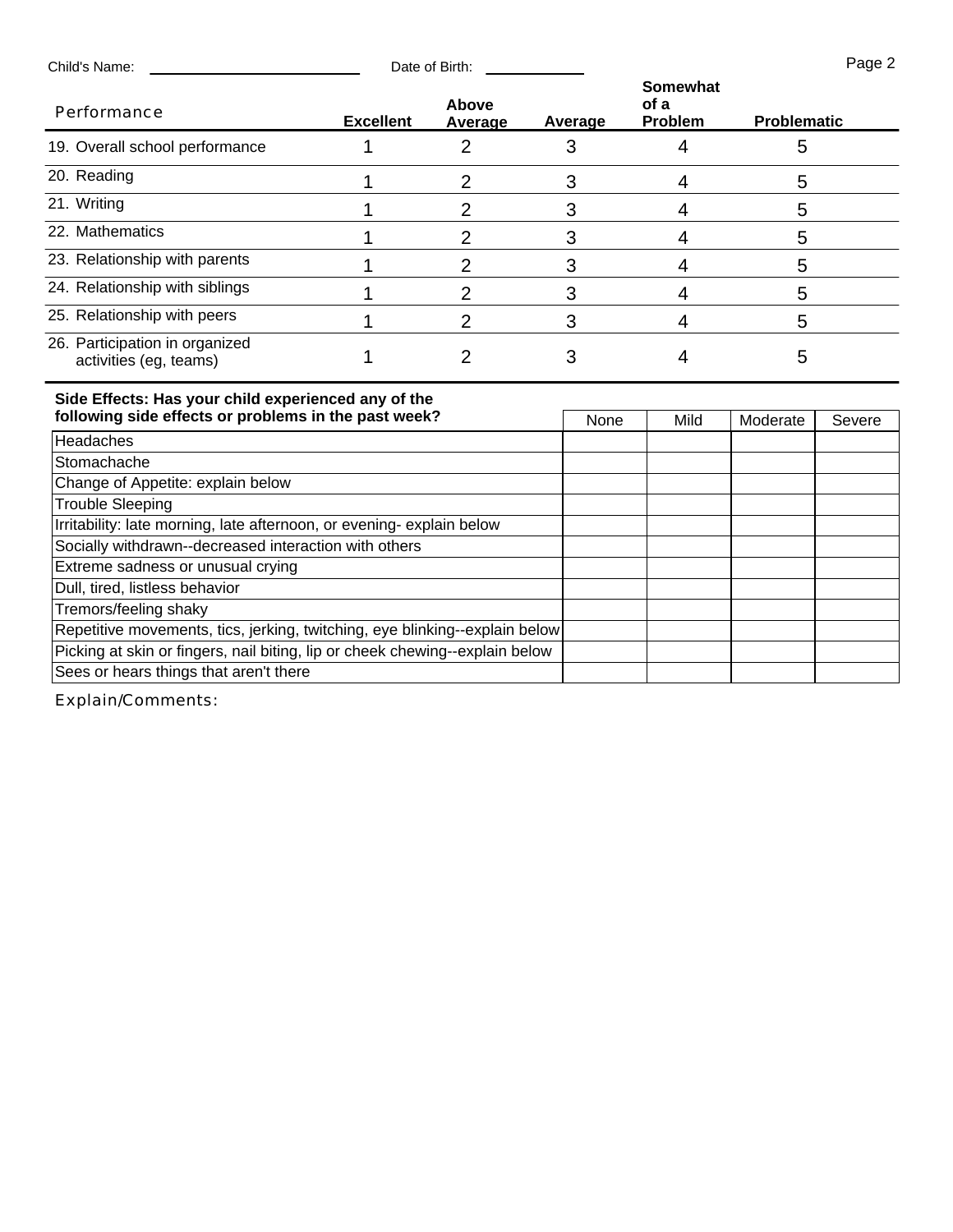Child's Name: ____________________ Date of Birth: __________

| Performance | Excellent | Above Average | Average | Somewhat of a Problem | Problematic |
|---|---|---|---|---|---|
| 19. Overall school performance | 1 | 2 | 3 | 4 | 5 |
| 20. Reading | 1 | 2 | 3 | 4 | 5 |
| 21. Writing | 1 | 2 | 3 | 4 | 5 |
| 22. Mathematics | 1 | 2 | 3 | 4 | 5 |
| 23. Relationship with parents | 1 | 2 | 3 | 4 | 5 |
| 24. Relationship with siblings | 1 | 2 | 3 | 4 | 5 |
| 25. Relationship with peers | 1 | 2 | 3 | 4 | 5 |
| 26. Participation in organized activities (eg, teams) | 1 | 2 | 3 | 4 | 5 |

| **Side Effects: Has your child experienced any of the following side effects or problems in the past week?** | None | Mild | Moderate | Severe |
|---|---|---|---|---|
| Headaches | | | | |
| Stomachache | | | | |
| Change of Appetite: explain below | | | | |
| Trouble Sleeping | | | | |
| Irritability: late morning, late afternoon, or evening- explain below | | | | |
| Socially withdrawn--decreased interaction with others | | | | |
| Extreme sadness or unusual crying | | | | |
| Dull, tired, listless behavior | | | | |
| Tremors/feeling shaky | | | | |
| Repetitive movements, tics, jerking, twitching, eye blinking--explain below | | | | |
| Picking at skin or fingers, nail biting, lip or cheek chewing--explain below | | | | |
| Sees or hears things that aren't there | | | | |

Explain/Comments: